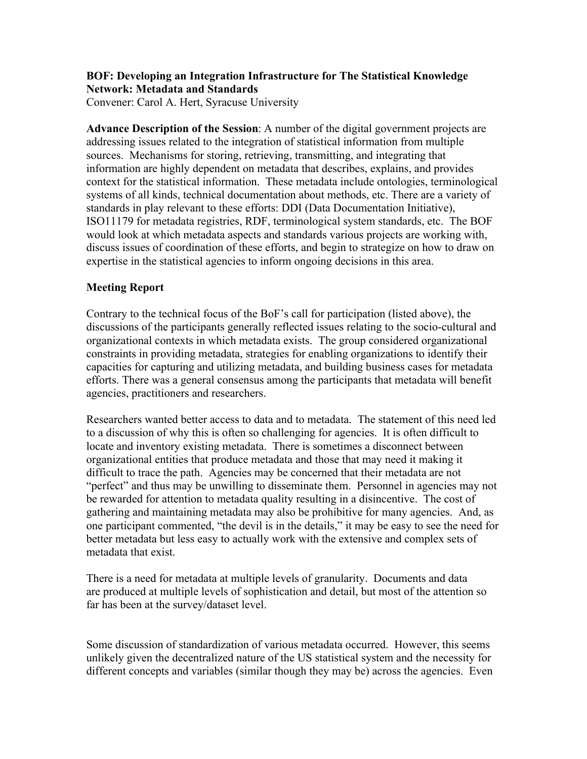**BOF: Developing an Integration Infrastructure for The Statistical Knowledge Network: Metadata and Standards**
Convener: Carol A. Hert, Syracuse University

**Advance Description of the Session**: A number of the digital government projects are addressing issues related to the integration of statistical information from multiple sources. Mechanisms for storing, retrieving, transmitting, and integrating that information are highly dependent on metadata that describes, explains, and provides context for the statistical information. These metadata include ontologies, terminological systems of all kinds, technical documentation about methods, etc. There are a variety of standards in play relevant to these efforts: DDI (Data Documentation Initiative), ISO11179 for metadata registries, RDF, terminological system standards, etc. The BOF would look at which metadata aspects and standards various projects are working with, discuss issues of coordination of these efforts, and begin to strategize on how to draw on expertise in the statistical agencies to inform ongoing decisions in this area.

**Meeting Report**

Contrary to the technical focus of the BoF's call for participation (listed above), the discussions of the participants generally reflected issues relating to the socio-cultural and organizational contexts in which metadata exists. The group considered organizational constraints in providing metadata, strategies for enabling organizations to identify their capacities for capturing and utilizing metadata, and building business cases for metadata efforts. There was a general consensus among the participants that metadata will benefit agencies, practitioners and researchers.

Researchers wanted better access to data and to metadata. The statement of this need led to a discussion of why this is often so challenging for agencies. It is often difficult to locate and inventory existing metadata. There is sometimes a disconnect between organizational entities that produce metadata and those that may need it making it difficult to trace the path. Agencies may be concerned that their metadata are not "perfect" and thus may be unwilling to disseminate them. Personnel in agencies may not be rewarded for attention to metadata quality resulting in a disincentive. The cost of gathering and maintaining metadata may also be prohibitive for many agencies. And, as one participant commented, "the devil is in the details," it may be easy to see the need for better metadata but less easy to actually work with the extensive and complex sets of metadata that exist.

There is a need for metadata at multiple levels of granularity. Documents and data are produced at multiple levels of sophistication and detail, but most of the attention so far has been at the survey/dataset level.

Some discussion of standardization of various metadata occurred. However, this seems unlikely given the decentralized nature of the US statistical system and the necessity for different concepts and variables (similar though they may be) across the agencies. Even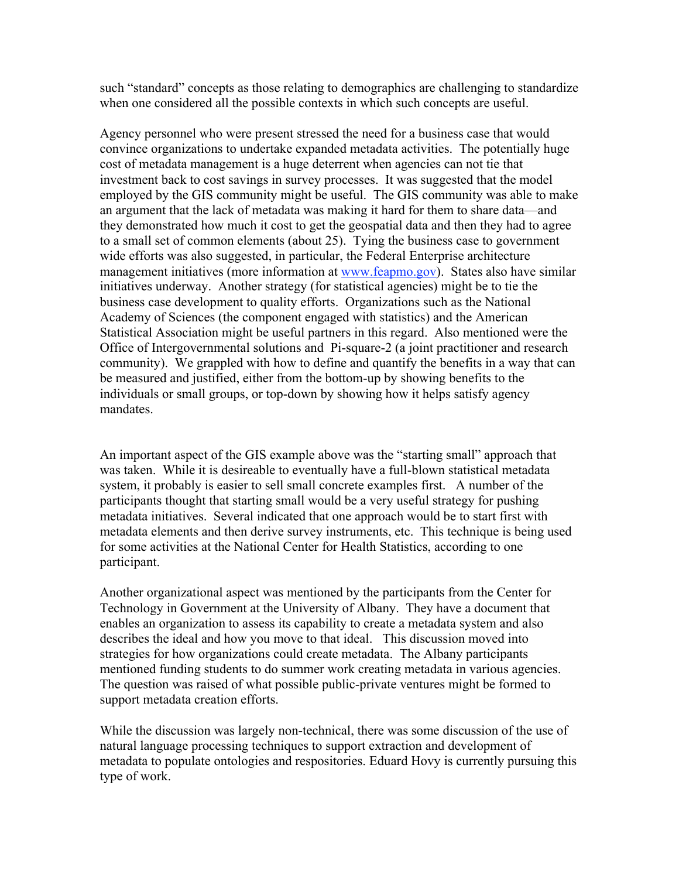such "standard" concepts as those relating to demographics are challenging to standardize when one considered all the possible contexts in which such concepts are useful.

Agency personnel who were present stressed the need for a business case that would convince organizations to undertake expanded metadata activities. The potentially huge cost of metadata management is a huge deterrent when agencies can not tie that investment back to cost savings in survey processes. It was suggested that the model employed by the GIS community might be useful. The GIS community was able to make an argument that the lack of metadata was making it hard for them to share data—and they demonstrated how much it cost to get the geospatial data and then they had to agree to a small set of common elements (about 25). Tying the business case to government wide efforts was also suggested, in particular, the Federal Enterprise architecture management initiatives (more information at [www.feapmo.gov](www.feapmo.gov)). States also have similar initiatives underway. Another strategy (for statistical agencies) might be to tie the business case development to quality efforts. Organizations such as the National Academy of Sciences (the component engaged with statistics) and the American Statistical Association might be useful partners in this regard. Also mentioned were the Office of Intergovernmental solutions and Pi-square-2 (a joint practitioner and research community). We grappled with how to define and quantify the benefits in a way that can be measured and justified, either from the bottom-up by showing benefits to the individuals or small groups, or top-down by showing how it helps satisfy agency mandates.

An important aspect of the GIS example above was the "starting small" approach that was taken. While it is desireable to eventually have a full-blown statistical metadata system, it probably is easier to sell small concrete examples first. A number of the participants thought that starting small would be a very useful strategy for pushing metadata initiatives. Several indicated that one approach would be to start first with metadata elements and then derive survey instruments, etc. This technique is being used for some activities at the National Center for Health Statistics, according to one participant.

Another organizational aspect was mentioned by the participants from the Center for Technology in Government at the University of Albany. They have a document that enables an organization to assess its capability to create a metadata system and also describes the ideal and how you move to that ideal. This discussion moved into strategies for how organizations could create metadata. The Albany participants mentioned funding students to do summer work creating metadata in various agencies. The question was raised of what possible public-private ventures might be formed to support metadata creation efforts.

While the discussion was largely non-technical, there was some discussion of the use of natural language processing techniques to support extraction and development of metadata to populate ontologies and respositories. Eduard Hovy is currently pursuing this type of work.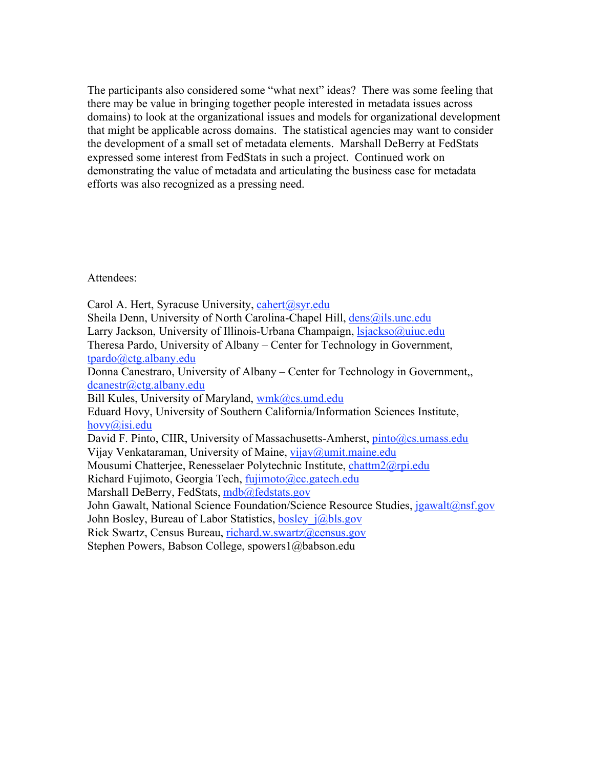The participants also considered some "what next" ideas? There was some feeling that there may be value in bringing together people interested in metadata issues across domains) to look at the organizational issues and models for organizational development that might be applicable across domains. The statistical agencies may want to consider the development of a small set of metadata elements. Marshall DeBerry at FedStats expressed some interest from FedStats in such a project. Continued work on demonstrating the value of metadata and articulating the business case for metadata efforts was also recognized as a pressing need.

Attendees:

Carol A. Hert, Syracuse University, cahert@syr.edu
Sheila Denn, University of North Carolina-Chapel Hill, dens@ils.unc.edu
Larry Jackson, University of Illinois-Urbana Champaign, lsjackso@uiuc.edu
Theresa Pardo, University of Albany – Center for Technology in Government, tpardo@ctg.albany.edu
Donna Canestraro, University of Albany – Center for Technology in Government,, dcanestr@ctg.albany.edu
Bill Kules, University of Maryland, wmk@cs.umd.edu
Eduard Hovy, University of Southern California/Information Sciences Institute, hovy@isi.edu
David F. Pinto, CIIR, University of Massachusetts-Amherst, pinto@cs.umass.edu
Vijay Venkataraman, University of Maine, vijay@umit.maine.edu
Mousumi Chatterjee, Renesselaer Polytechnic Institute, chattm2@rpi.edu
Richard Fujimoto, Georgia Tech, fujimoto@cc.gatech.edu
Marshall DeBerry, FedStats, mdb@fedstats.gov
John Gawalt, National Science Foundation/Science Resource Studies, jgawalt@nsf.gov
John Bosley, Bureau of Labor Statistics, bosley_j@bls.gov
Rick Swartz, Census Bureau, richard.w.swartz@census.gov
Stephen Powers, Babson College, spowers1@babson.edu